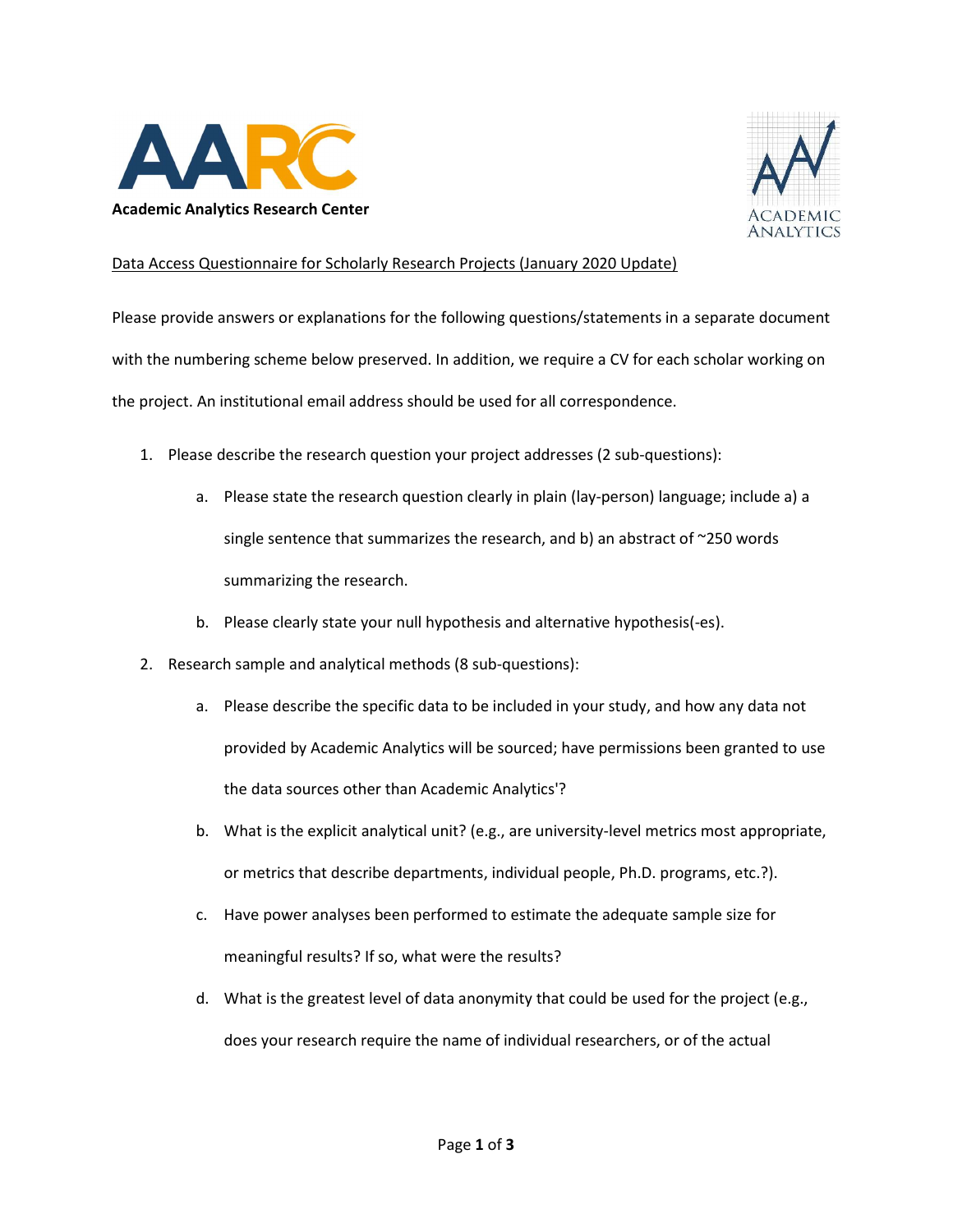**Academic Analytics Research Center**

ACADEMIC ANALYTICS

Data Access Questionnaire for Scholarly Research Projects (January 2020 Update)

Please provide answers or explanations for the following questions/statements in a separate document with the numbering scheme below preserved. In addition, we require a CV for each scholar working on the project. An institutional email address should be used for all correspondence.

1. Please describe the research question your project addresses (2 sub-questions):
   a. Please state the research question clearly in plain (lay-person) language; include a) a single sentence that summarizes the research, and b) an abstract of ~250 words summarizing the research.
   b. Please clearly state your null hypothesis and alternative hypothesis(-es).
2. Research sample and analytical methods (8 sub-questions):
   a. Please describe the specific data to be included in your study, and how any data not provided by Academic Analytics will be sourced; have permissions been granted to use the data sources other than Academic Analytics'?
   b. What is the explicit analytical unit? (e.g., are university-level metrics most appropriate, or metrics that describe departments, individual people, Ph.D. programs, etc.?).
   c. Have power analyses been performed to estimate the adequate sample size for meaningful results? If so, what were the results?
   d. What is the greatest level of data anonymity that could be used for the project (e.g., does your research require the name of individual researchers, or of the actual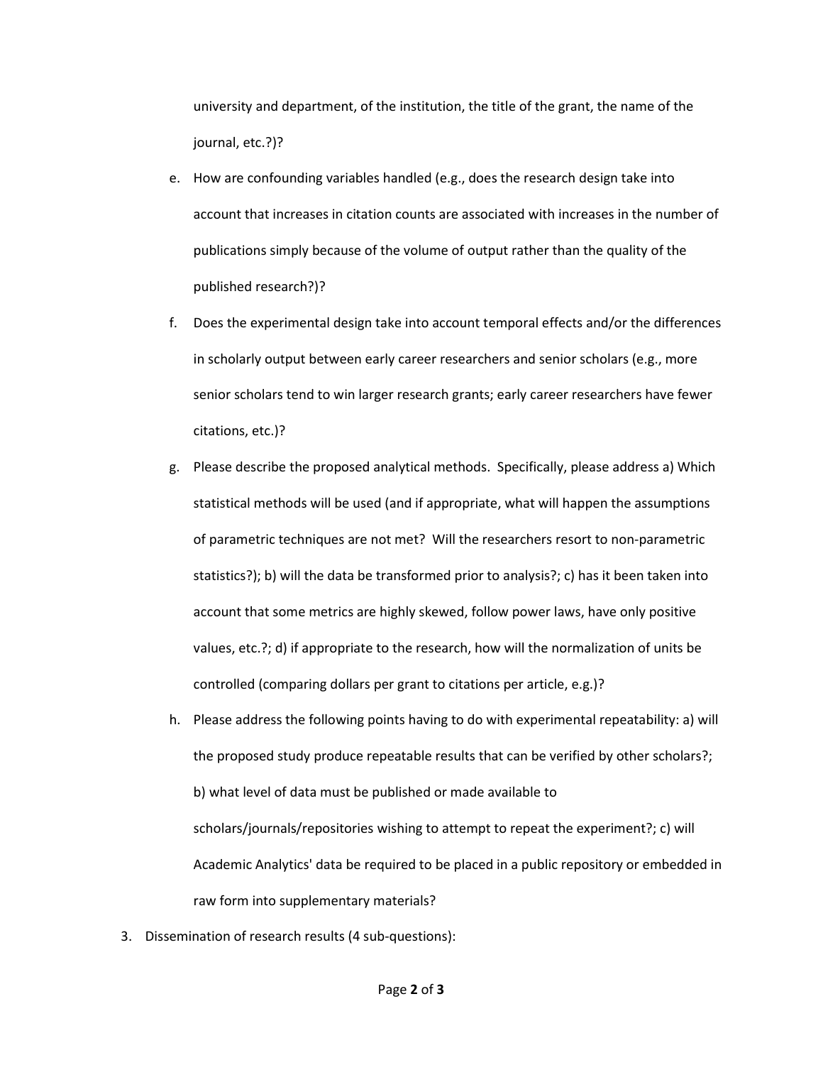university and department, of the institution, the title of the grant, the name of the journal, etc.?)?

e. How are confounding variables handled (e.g., does the research design take into account that increases in citation counts are associated with increases in the number of publications simply because of the volume of output rather than the quality of the published research?)?

f. Does the experimental design take into account temporal effects and/or the differences in scholarly output between early career researchers and senior scholars (e.g., more senior scholars tend to win larger research grants; early career researchers have fewer citations, etc.)?

g. Please describe the proposed analytical methods. Specifically, please address a) Which statistical methods will be used (and if appropriate, what will happen the assumptions of parametric techniques are not met? Will the researchers resort to non-parametric statistics?); b) will the data be transformed prior to analysis?; c) has it been taken into account that some metrics are highly skewed, follow power laws, have only positive values, etc.?; d) if appropriate to the research, how will the normalization of units be controlled (comparing dollars per grant to citations per article, e.g.)?

h. Please address the following points having to do with experimental repeatability: a) will the proposed study produce repeatable results that can be verified by other scholars?; b) what level of data must be published or made available to scholars/journals/repositories wishing to attempt to repeat the experiment?; c) will Academic Analytics' data be required to be placed in a public repository or embedded in raw form into supplementary materials?

3. Dissemination of research results (4 sub-questions):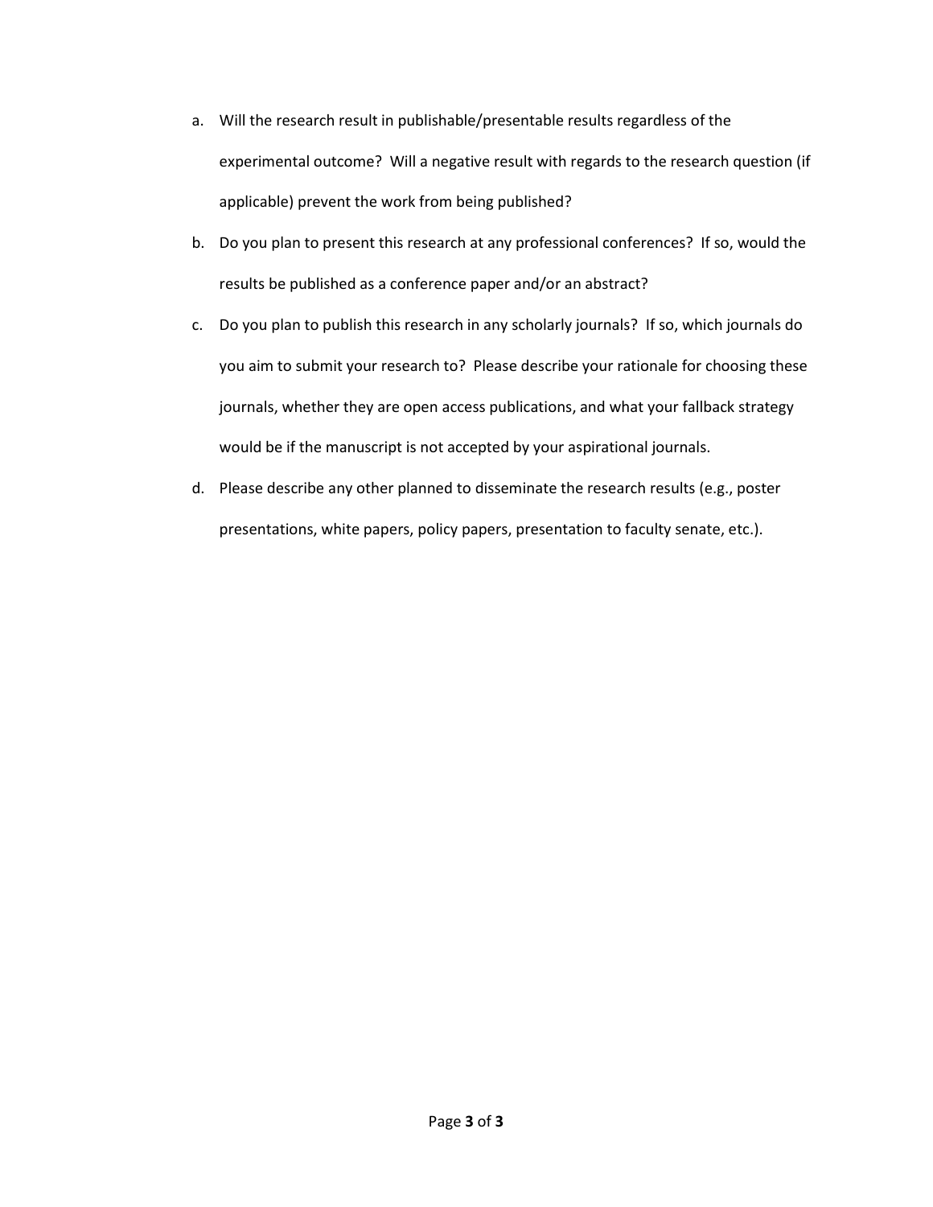a. Will the research result in publishable/presentable results regardless of the experimental outcome? Will a negative result with regards to the research question (if applicable) prevent the work from being published?
b. Do you plan to present this research at any professional conferences? If so, would the results be published as a conference paper and/or an abstract?
c. Do you plan to publish this research in any scholarly journals? If so, which journals do you aim to submit your research to? Please describe your rationale for choosing these journals, whether they are open access publications, and what your fallback strategy would be if the manuscript is not accepted by your aspirational journals.
d. Please describe any other planned to disseminate the research results (e.g., poster presentations, white papers, policy papers, presentation to faculty senate, etc.).